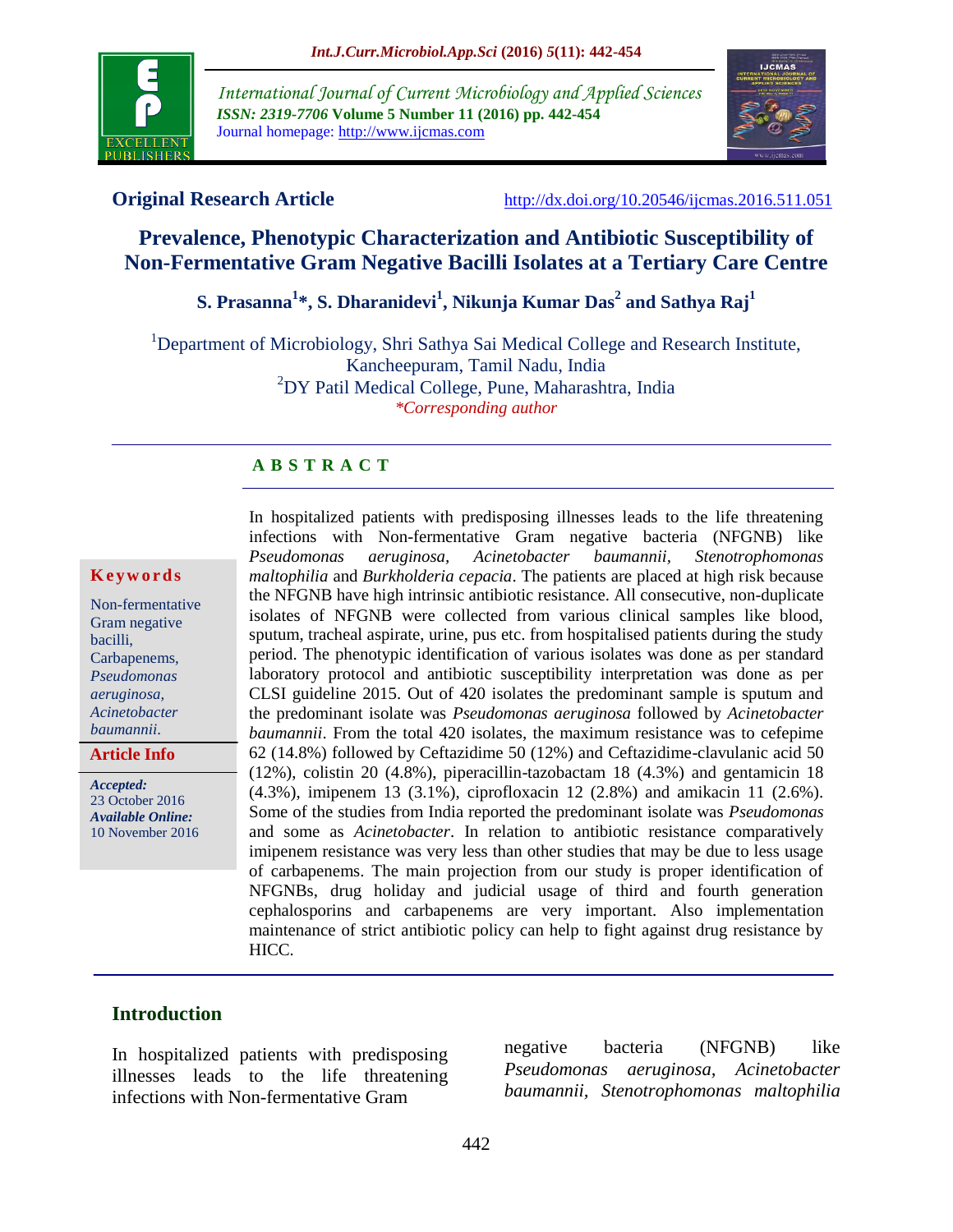Original Research Article

http://dx.doi.org/10.20546/ijcmas.2016.511.051

# Prevalence, Phenotypic Characterization and Antibiotic Susceptibility of Non-Fermentative Gram Negative Bacilli Isolates at a Tertiary Care Centre

**S. Prasanna[1]*, S. Dharanidevi[1], Nikunja Kumar Das[2] and Sathya Raj[1]**

[1]Department of Microbiology, Shri Sathya Sai Medical College and Research Institute, Kancheepuram, Tamil Nadu, India

[2]DY Patil Medical College, Pune, Maharashtra, India

*Corresponding author

## ABSTRACT

**Keywords**

Non-fermentative Gram negative bacilli, Carbapenems, *Pseudomonas aeruginosa, Acinetobacter baumannii.*

**Article Info**

***Accepted:*** 23 October 2016

***Available Online:*** 10 November 2016

In hospitalized patients with predisposing illnesses leads to the life threatening infections with Non-fermentative Gram negative bacteria (NFGNB) like *Pseudomonas aeruginosa, Acinetobacter baumannii, Stenotrophomonas maltophilia* and *Burkholderia cepacia*. The patients are placed at high risk because the NFGNB have high intrinsic antibiotic resistance. All consecutive, non-duplicate isolates of NFGNB were collected from various clinical samples like blood, sputum, tracheal aspirate, urine, pus etc. from hospitalised patients during the study period. The phenotypic identification of various isolates was done as per standard laboratory protocol and antibiotic susceptibility interpretation was done as per CLSI guideline 2015. Out of 420 isolates the predominant sample is sputum and the predominant isolate was *Pseudomonas aeruginosa* followed by *Acinetobacter baumannii*. From the total 420 isolates, the maximum resistance was to cefepime 62 (14.8%) followed by Ceftazidime 50 (12%) and Ceftazidime-clavulanic acid 50 (12%), colistin 20 (4.8%), piperacillin-tazobactam 18 (4.3%) and gentamicin 18 (4.3%), imipenem 13 (3.1%), ciprofloxacin 12 (2.8%) and amikacin 11 (2.6%). Some of the studies from India reported the predominant isolate was *Pseudomonas* and some as *Acinetobacter*. In relation to antibiotic resistance comparatively imipenem resistance was very less than other studies that may be due to less usage of carbapenems. The main projection from our study is proper identification of NFGNBs, drug holiday and judicial usage of third and fourth generation cephalosporins and carbapenems are very important. Also implementation maintenance of strict antibiotic policy can help to fight against drug resistance by HICC.

## Introduction

In hospitalized patients with predisposing illnesses leads to the life threatening infections with Non-fermentative Gram negative bacteria (NFGNB) like *Pseudomonas aeruginosa, Acinetobacter baumannii, Stenotrophomonas maltophilia*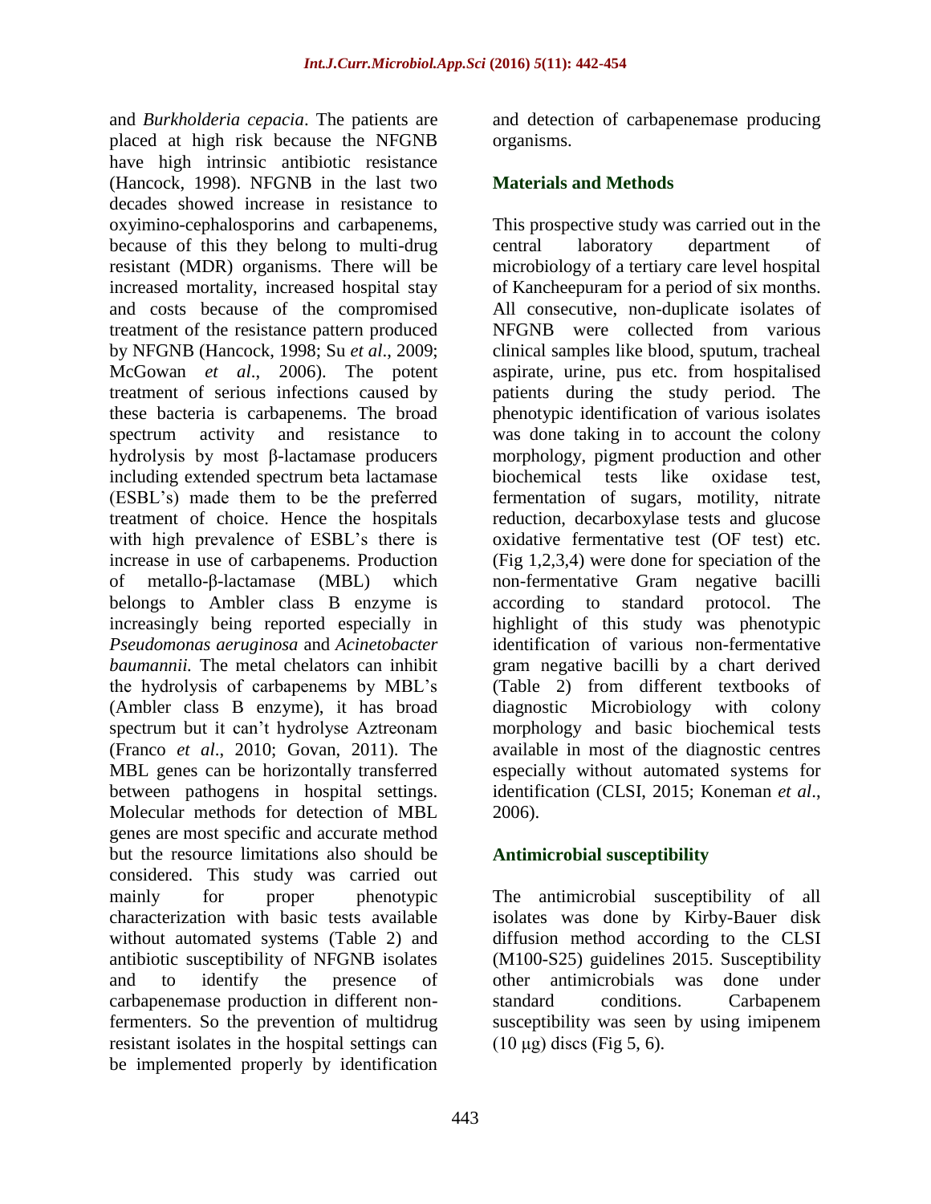and *Burkholderia cepacia*. The patients are placed at high risk because the NFGNB have high intrinsic antibiotic resistance (Hancock, 1998). NFGNB in the last two decades showed increase in resistance to oxyimino-cephalosporins and carbapenems, because of this they belong to multi-drug resistant (MDR) organisms. There will be increased mortality, increased hospital stay and costs because of the compromised treatment of the resistance pattern produced by NFGNB (Hancock, 1998; Su *et al*., 2009; McGowan *et al*., 2006). The potent treatment of serious infections caused by these bacteria is carbapenems. The broad spectrum activity and resistance to hydrolysis by most β-lactamase producers including extended spectrum beta lactamase (ESBL's) made them to be the preferred treatment of choice. Hence the hospitals with high prevalence of ESBL's there is increase in use of carbapenems. Production of metallo-β-lactamase (MBL) which belongs to Ambler class B enzyme is increasingly being reported especially in *Pseudomonas aeruginosa* and *Acinetobacter baumannii.* The metal chelators can inhibit the hydrolysis of carbapenems by MBL's (Ambler class B enzyme), it has broad spectrum but it can't hydrolyse Aztreonam (Franco *et al*., 2010; Govan, 2011). The MBL genes can be horizontally transferred between pathogens in hospital settings. Molecular methods for detection of MBL genes are most specific and accurate method but the resource limitations also should be considered. This study was carried out mainly for proper phenotypic characterization with basic tests available without automated systems (Table 2) and antibiotic susceptibility of NFGNB isolates and to identify the presence of carbapenemase production in different non-fermenters. So the prevention of multidrug resistant isolates in the hospital settings can be implemented properly by identification and detection of carbapenemase producing organisms.

## Materials and Methods

This prospective study was carried out in the central laboratory department of microbiology of a tertiary care level hospital of Kancheepuram for a period of six months. All consecutive, non-duplicate isolates of NFGNB were collected from various clinical samples like blood, sputum, tracheal aspirate, urine, pus etc. from hospitalised patients during the study period. The phenotypic identification of various isolates was done taking in to account the colony morphology, pigment production and other biochemical tests like oxidase test, fermentation of sugars, motility, nitrate reduction, decarboxylase tests and glucose oxidative fermentative test (OF test) etc. (Fig 1,2,3,4) were done for speciation of the non-fermentative Gram negative bacilli according to standard protocol. The highlight of this study was phenotypic identification of various non-fermentative gram negative bacilli by a chart derived (Table 2) from different textbooks of diagnostic Microbiology with colony morphology and basic biochemical tests available in most of the diagnostic centres especially without automated systems for identification (CLSI, 2015; Koneman *et al*., 2006).

## Antimicrobial susceptibility

The antimicrobial susceptibility of all isolates was done by Kirby-Bauer disk diffusion method according to the CLSI (M100-S25) guidelines 2015. Susceptibility other antimicrobials was done under standard conditions. Carbapenem susceptibility was seen by using imipenem (10 μg) discs (Fig 5, 6).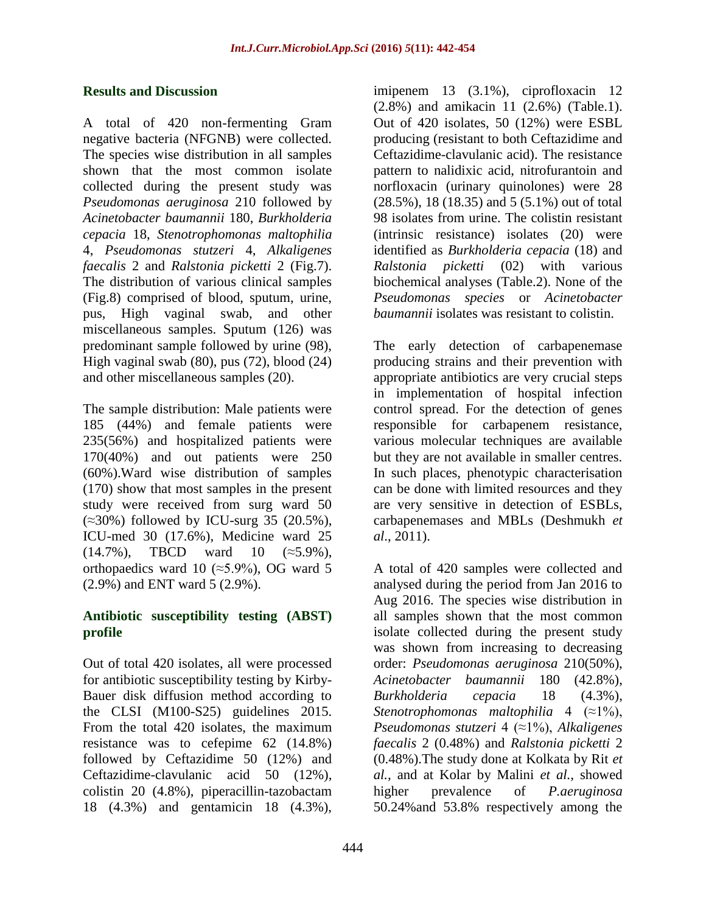## Results and Discussion

A total of 420 non-fermenting Gram negative bacteria (NFGNB) were collected. The species wise distribution in all samples shown that the most common isolate collected during the present study was *Pseudomonas aeruginosa* 210 followed by *Acinetobacter baumannii* 180, *Burkholderia cepacia* 18, *Stenotrophomonas maltophilia* 4, *Pseudomonas stutzeri* 4, *Alkaligenes faecalis* 2 and *Ralstonia picketti* 2 (Fig.7). The distribution of various clinical samples (Fig.8) comprised of blood, sputum, urine, pus, High vaginal swab, and other miscellaneous samples. Sputum (126) was predominant sample followed by urine (98), High vaginal swab (80), pus (72), blood (24) and other miscellaneous samples (20).

The sample distribution: Male patients were 185 (44%) and female patients were 235(56%) and hospitalized patients were 170(40%) and out patients were 250 (60%).Ward wise distribution of samples (170) show that most samples in the present study were received from surg ward 50 (≈30%) followed by ICU-surg 35 (20.5%), ICU-med 30 (17.6%), Medicine ward 25 (14.7%), TBCD ward 10 (≈5.9%), orthopaedics ward 10 (≈5.9%), OG ward 5 (2.9%) and ENT ward 5 (2.9%).

### Antibiotic susceptibility testing (ABST) profile

Out of total 420 isolates, all were processed for antibiotic susceptibility testing by Kirby-Bauer disk diffusion method according to the CLSI (M100-S25) guidelines 2015. From the total 420 isolates, the maximum resistance was to cefepime 62 (14.8%) followed by Ceftazidime 50 (12%) and Ceftazidime-clavulanic acid 50 (12%), colistin 20 (4.8%), piperacillin-tazobactam 18 (4.3%) and gentamicin 18 (4.3%), imipenem 13 (3.1%), ciprofloxacin 12 (2.8%) and amikacin 11 (2.6%) (Table.1). Out of 420 isolates, 50 (12%) were ESBL producing (resistant to both Ceftazidime and Ceftazidime-clavulanic acid). The resistance pattern to nalidixic acid, nitrofurantoin and norfloxacin (urinary quinolones) were 28 (28.5%), 18 (18.35) and 5 (5.1%) out of total 98 isolates from urine. The colistin resistant (intrinsic resistance) isolates (20) were identified as *Burkholderia cepacia* (18) and *Ralstonia picketti* (02) with various biochemical analyses (Table.2). None of the *Pseudomonas species* or *Acinetobacter baumannii* isolates was resistant to colistin.

The early detection of carbapenemase producing strains and their prevention with appropriate antibiotics are very crucial steps in implementation of hospital infection control spread. For the detection of genes responsible for carbapenem resistance, various molecular techniques are available but they are not available in smaller centres. In such places, phenotypic characterisation can be done with limited resources and they are very sensitive in detection of ESBLs, carbapenemases and MBLs (Deshmukh *et al*., 2011).

A total of 420 samples were collected and analysed during the period from Jan 2016 to Aug 2016. The species wise distribution in all samples shown that the most common isolate collected during the present study was shown from increasing to decreasing order: *Pseudomonas aeruginosa* 210(50%), *Acinetobacter baumannii* 180 (42.8%), *Burkholderia cepacia* 18 (4.3%), *Stenotrophomonas maltophilia* 4 (≈1%), *Pseudomonas stutzeri* 4 (≈1%), *Alkaligenes faecalis* 2 (0.48%) and *Ralstonia picketti* 2 (0.48%).The study done at Kolkata by Rit *et al.,* and at Kolar by Malini *et al.,* showed higher prevalence of *P.aeruginosa* 50.24%and 53.8% respectively among the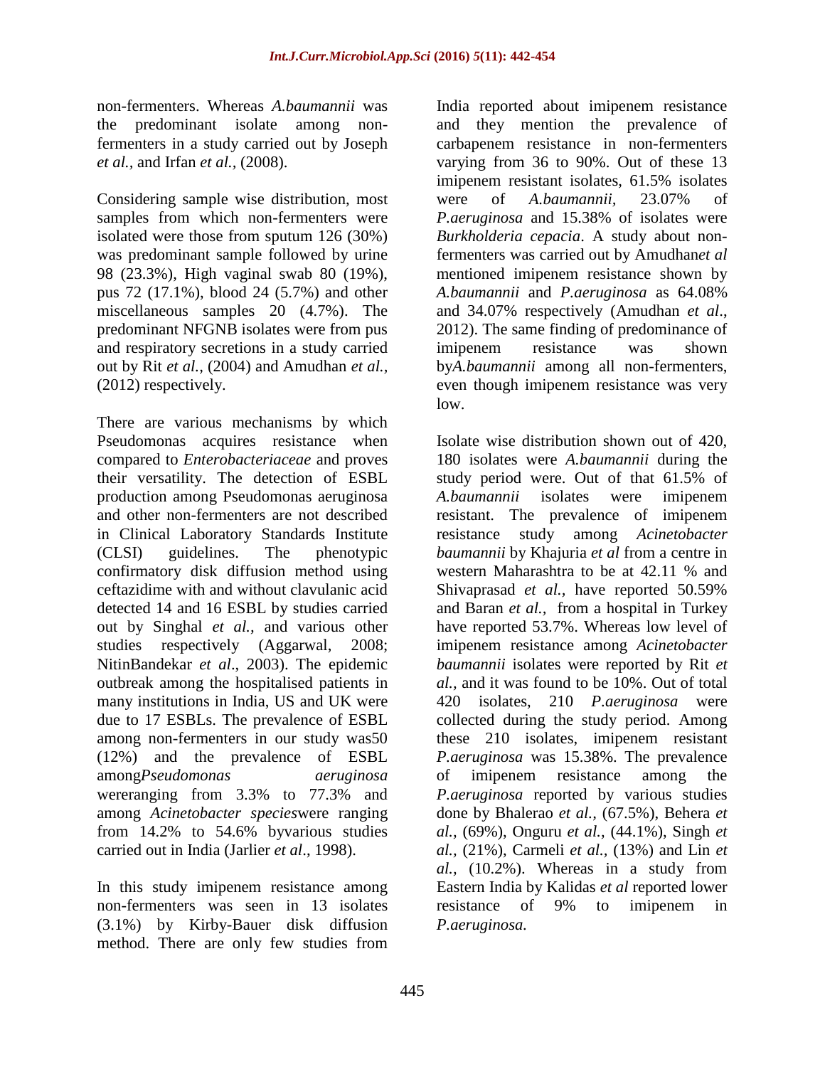non-fermenters. Whereas *A.baumannii* was the predominant isolate among non-fermenters in a study carried out by Joseph *et al.,* and Irfan *et al.,* (2008).

Considering sample wise distribution, most samples from which non-fermenters were isolated were those from sputum 126 (30%) was predominant sample followed by urine 98 (23.3%), High vaginal swab 80 (19%), pus 72 (17.1%), blood 24 (5.7%) and other miscellaneous samples 20 (4.7%). The predominant NFGNB isolates were from pus and respiratory secretions in a study carried out by Rit *et al.,* (2004) and Amudhan *et al.,* (2012) respectively.

There are various mechanisms by which Pseudomonas acquires resistance when compared to *Enterobacteriaceae* and proves their versatility. The detection of ESBL production among Pseudomonas aeruginosa and other non-fermenters are not described in Clinical Laboratory Standards Institute (CLSI) guidelines. The phenotypic confirmatory disk diffusion method using ceftazidime with and without clavulanic acid detected 14 and 16 ESBL by studies carried out by Singhal *et al.,* and various other studies respectively (Aggarwal, 2008; NitinBandekar *et al*., 2003). The epidemic outbreak among the hospitalised patients in many institutions in India, US and UK were due to 17 ESBLs. The prevalence of ESBL among non-fermenters in our study was50 (12%) and the prevalence of ESBL among*Pseudomonas aeruginosa* wereranging from 3.3% to 77.3% and among *Acinetobacter species*were ranging from 14.2% to 54.6% byvarious studies carried out in India (Jarlier *et al*., 1998).

In this study imipenem resistance among non-fermenters was seen in 13 isolates (3.1%) by Kirby-Bauer disk diffusion method. There are only few studies from India reported about imipenem resistance and they mention the prevalence of carbapenem resistance in non-fermenters varying from 36 to 90%. Out of these 13 imipenem resistant isolates, 61.5% isolates were of *A.baumannii*, 23.07% of *P.aeruginosa* and 15.38% of isolates were *Burkholderia cepacia*. A study about non-fermenters was carried out by Amudhan*et al* mentioned imipenem resistance shown by *A.baumannii* and *P.aeruginosa* as 64.08% and 34.07% respectively (Amudhan *et al*., 2012). The same finding of predominance of imipenem resistance was shown by*A.baumannii* among all non-fermenters, even though imipenem resistance was very low.

Isolate wise distribution shown out of 420, 180 isolates were *A.baumannii* during the study period were. Out of that 61.5% of *A.baumannii* isolates were imipenem resistant. The prevalence of imipenem resistance study among *Acinetobacter baumannii* by Khajuria *et al* from a centre in western Maharashtra to be at 42.11 % and Shivaprasad *et al.,* have reported 50.59% and Baran *et al.,* from a hospital in Turkey have reported 53.7%. Whereas low level of imipenem resistance among *Acinetobacter baumannii* isolates were reported by Rit *et al.,* and it was found to be 10%. Out of total 420 isolates, 210 *P.aeruginosa* were collected during the study period. Among these 210 isolates, imipenem resistant *P.aeruginosa* was 15.38%. The prevalence of imipenem resistance among the *P.aeruginosa* reported by various studies done by Bhalerao *et al.,* (67.5%), Behera *et al.,* (69%), Onguru *et al.,* (44.1%), Singh *et al.,* (21%), Carmeli *et al.,* (13%) and Lin *et al.,* (10.2%). Whereas in a study from Eastern India by Kalidas *et al* reported lower resistance of 9% to imipenem in *P.aeruginosa.*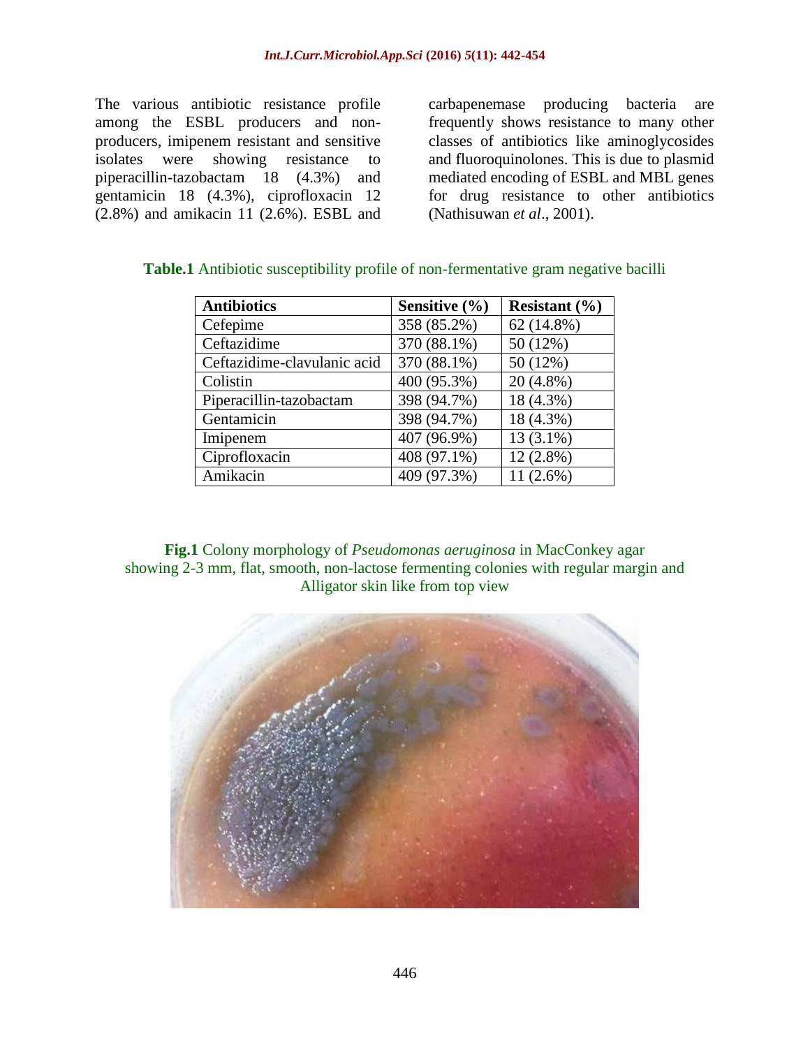The various antibiotic resistance profile among the ESBL producers and non-producers, imipenem resistant and sensitive isolates were showing resistance to piperacillin-tazobactam 18 (4.3%) and gentamicin 18 (4.3%), ciprofloxacin 12 (2.8%) and amikacin 11 (2.6%). ESBL and carbapenemase producing bacteria are frequently shows resistance to many other classes of antibiotics like aminoglycosides and fluoroquinolones. This is due to plasmid mediated encoding of ESBL and MBL genes for drug resistance to other antibiotics (Nathisuwan *et al*., 2001).

**Table.1** Antibiotic susceptibility profile of non-fermentative gram negative bacilli

| Antibiotics | Sensitive (%) | Resistant (%) |
|---|---|---|
| Cefepime | 358 (85.2%) | 62 (14.8%) |
| Ceftazidime | 370 (88.1%) | 50 (12%) |
| Ceftazidime-clavulanic acid | 370 (88.1%) | 50 (12%) |
| Colistin | 400 (95.3%) | 20 (4.8%) |
| Piperacillin-tazobactam | 398 (94.7%) | 18 (4.3%) |
| Gentamicin | 398 (94.7%) | 18 (4.3%) |
| Imipenem | 407 (96.9%) | 13 (3.1%) |
| Ciprofloxacin | 408 (97.1%) | 12 (2.8%) |
| Amikacin | 409 (97.3%) | 11 (2.6%) |

**Fig.1** Colony morphology of *Pseudomonas aeruginosa* in MacConkey agar showing 2-3 mm, flat, smooth, non-lactose fermenting colonies with regular margin and Alligator skin like from top view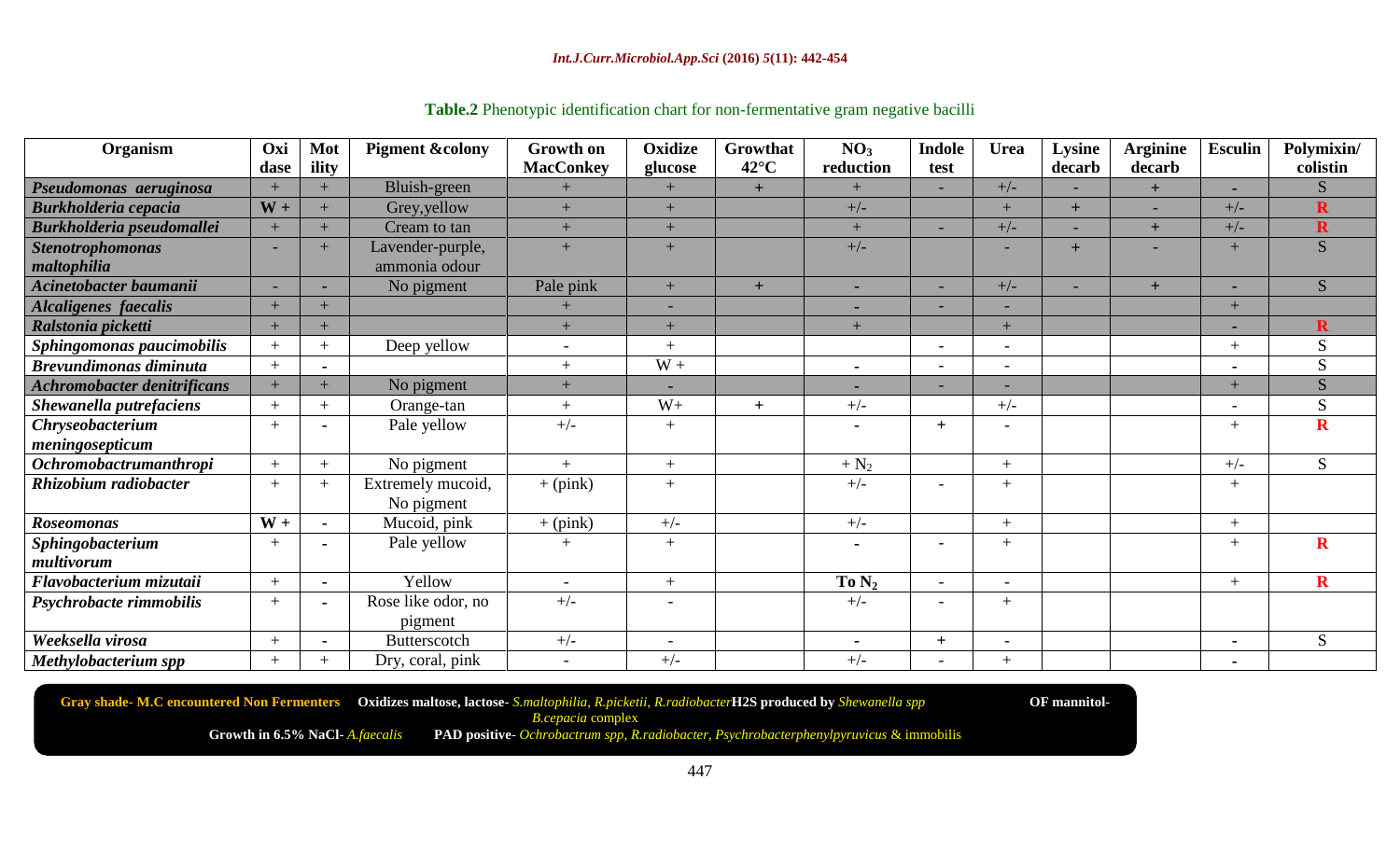**Table.2** Phenotypic identification chart for non-fermentative gram negative bacilli

| Organism | Oxidase | Motility | Pigment &colony | Growth on MacConkey | Oxidize glucose | Growth at 42°C | $NO_3$ reduction | Indole test | Urea | Lysine decarb | Arginine decarb | Esculin | Polymixin/ colistin |
|---|---|---|---|---|---|---|---|---|---|---|---|---|---|
| *Pseudomonas aeruginosa* | + | + | Bluish-green | + | + | + | + | - | +/- | - | + | - | S |
| *Burkholderia cepacia* | W + | + | Grey,yellow | + | + | | +/- | | + | + | - | +/- | R |
| *Burkholderia pseudomallei* | + | + | Cream to tan | + | + | | + | - | +/- | - | + | +/- | R |
| *Stenotrophomonas maltophilia* | - | + | Lavender-purple, ammonia odour | + | + | | +/- | | - | + | - | + | S |
| *Acinetobacter baumanii* | - | - | No pigment | Pale pink | + | + | - | - | +/- | - | + | - | S |
| *Alcaligenes faecalis* | + | + | | + | - | | - | - | - | | | + | |
| *Ralstonia picketti* | + | + | | + | + | | + | | + | | | - | R |
| *Sphingomonas paucimobilis* | + | + | Deep yellow | - | + | | | - | - | | | + | S |
| *Brevundimonas diminuta* | + | - | | + | W + | | - | - | - | | | - | S |
| *Achromobacter denitrificans* | + | + | No pigment | + | - | | - | - | - | | | + | S |
| *Shewanella putrefaciens* | + | + | Orange-tan | + | W+ | + | +/- | | +/- | | | - | S |
| *Chryseobacterium meningosepticum* | + | - | Pale yellow | +/- | + | | - | + | - | | | + | R |
| *Ochromobactrumanthropi* | + | + | No pigment | + | + | | + $N_2$ | | + | | | +/- | S |
| *Rhizobium radiobacter* | + | + | Extremely mucoid, No pigment | + (pink) | + | | +/- | - | + | | | + | |
| *Roseomonas* | W + | - | Mucoid, pink | + (pink) | +/- | | +/- | | + | | | + | |
| *Sphingobacterium multivorum* | + | - | Pale yellow | + | + | | - | - | + | | | + | R |
| *Flavobacterium mizutaii* | + | - | Yellow | - | + | | To $N_2$ | - | - | | | + | R |
| *Psychrobacte rimmobilis* | + | - | Rose like odor, no pigment | +/- | - | | +/- | - | + | | | | |
| *Weeksella virosa* | + | - | Butterscotch | +/- | - | | - | + | - | | | - | S |
| *Methylobacterium spp* | + | + | Dry, coral, pink | - | +/- | | +/- | - | + | | | - | |

**Gray shade- M.C encountered Non Fermenters** **Oxidizes maltose, lactose**- *S.maltophilia, R.picketii, R.radiobacter* **H2S produced by** *Shewanella spp* **OF mannitol-** *B.cepacia* complex

**Growth in 6.5% NaCl**- *A.faecalis* **PAD positive**- *Ochrobactrum spp, R.radiobacter, Psychrobacterphenylpyruvicus* & immobilis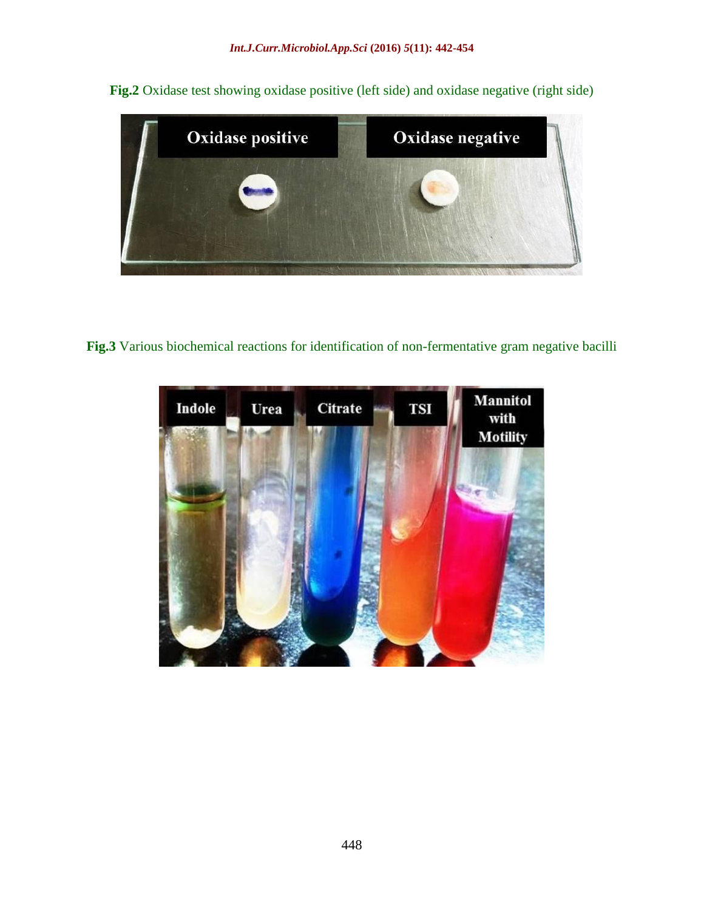**Fig.2** Oxidase test showing oxidase positive (left side) and oxidase negative (right side)

**Fig.3** Various biochemical reactions for identification of non-fermentative gram negative bacilli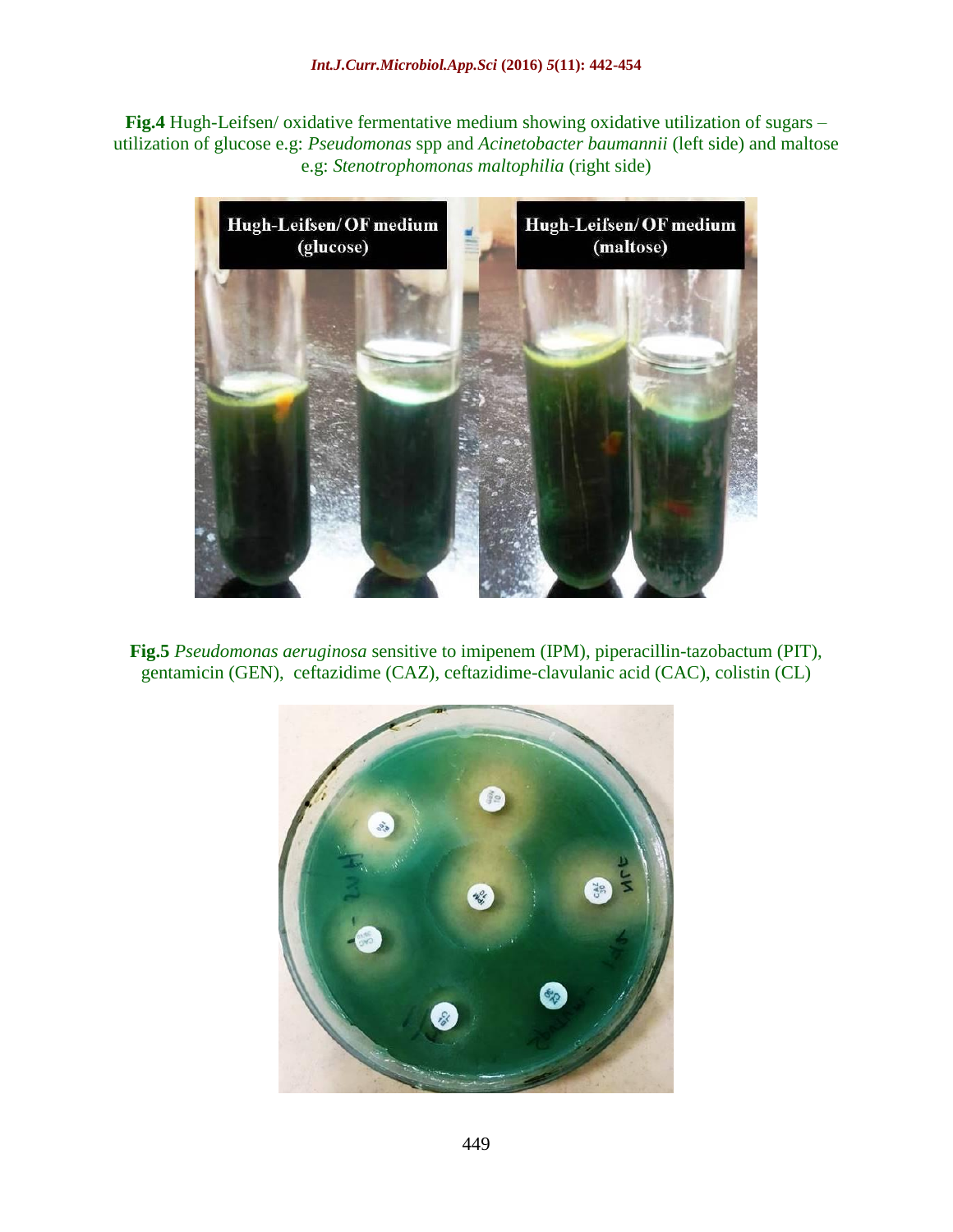**Fig.4** Hugh-Leifsen/ oxidative fermentative medium showing oxidative utilization of sugars – utilization of glucose e.g: *Pseudomonas* spp and *Acinetobacter baumannii* (left side) and maltose e.g: *Stenotrophomonas maltophilia* (right side)

**Fig.5** *Pseudomonas aeruginosa* sensitive to imipenem (IPM), piperacillin-tazobactum (PIT), gentamicin (GEN), ceftazidime (CAZ), ceftazidime-clavulanic acid (CAC), colistin (CL)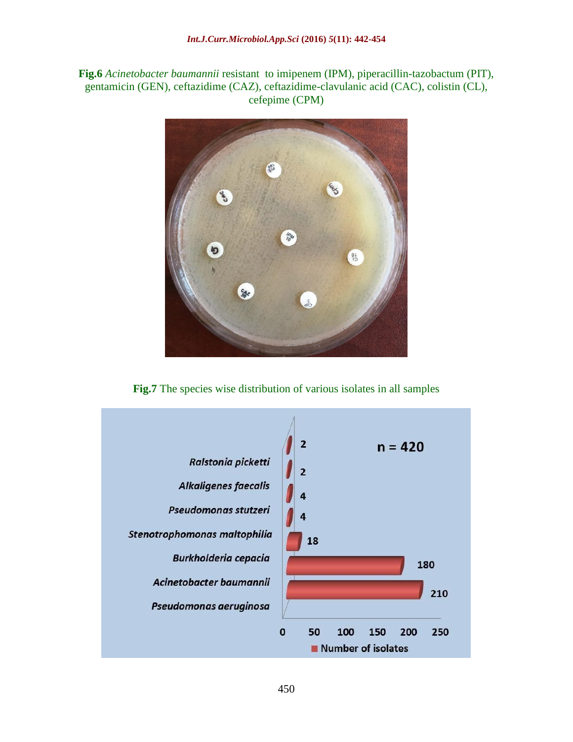**Fig.6** *Acinetobacter baumannii* resistant to imipenem (IPM), piperacillin-tazobactum (PIT), gentamicin (GEN), ceftazidime (CAZ), ceftazidime-clavulanic acid (CAC), colistin (CL), cefepime (CPM)

**Fig.7** The species wise distribution of various isolates in all samples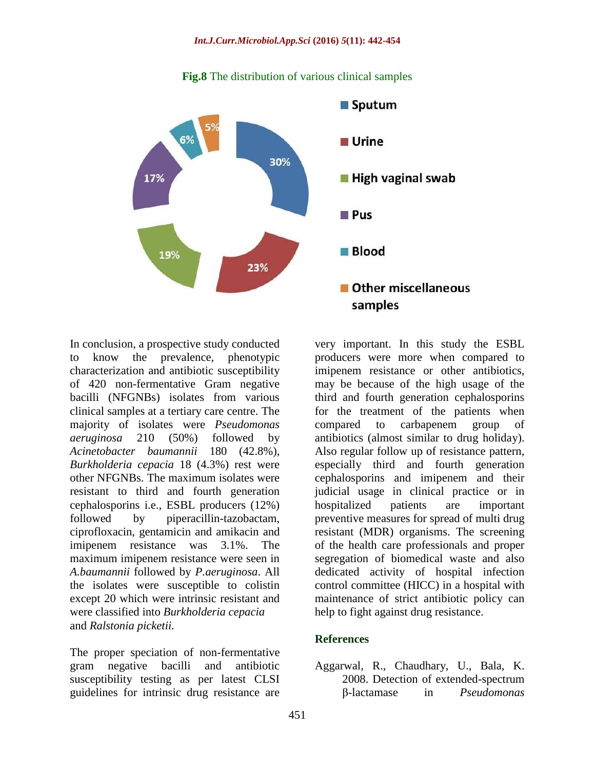**Fig.8** The distribution of various clinical samples

In conclusion, a prospective study conducted to know the prevalence, phenotypic characterization and antibiotic susceptibility of 420 non-fermentative Gram negative bacilli (NFGNBs) isolates from various clinical samples at a tertiary care centre. The majority of isolates were *Pseudomonas aeruginosa* 210 (50%) followed by *Acinetobacter baumannii* 180 (42.8%), *Burkholderia cepacia* 18 (4.3%) rest were other NFGNBs. The maximum isolates were resistant to third and fourth generation cephalosporins i.e., ESBL producers (12%) followed by piperacillin-tazobactam, ciprofloxacin, gentamicin and amikacin and imipenem resistance was 3.1%. The maximum imipenem resistance were seen in *A.baumannii* followed by *P.aeruginosa*. All the isolates were susceptible to colistin except 20 which were intrinsic resistant and were classified into *Burkholderia cepacia* and *Ralstonia picketii.*

The proper speciation of non-fermentative gram negative bacilli and antibiotic susceptibility testing as per latest CLSI guidelines for intrinsic drug resistance are very important. In this study the ESBL producers were more when compared to imipenem resistance or other antibiotics, may be because of the high usage of the third and fourth generation cephalosporins for the treatment of the patients when compared to carbapenem group of antibiotics (almost similar to drug holiday). Also regular follow up of resistance pattern, especially third and fourth generation cephalosporins and imipenem and their judicial usage in clinical practice or in hospitalized patients are important preventive measures for spread of multi drug resistant (MDR) organisms. The screening of the health care professionals and proper segregation of biomedical waste and also dedicated activity of hospital infection control committee (HICC) in a hospital with maintenance of strict antibiotic policy can help to fight against drug resistance.

## References

Aggarwal, R., Chaudhary, U., Bala, K. 2008. Detection of extended-spectrum β-lactamase in *Pseudomonas*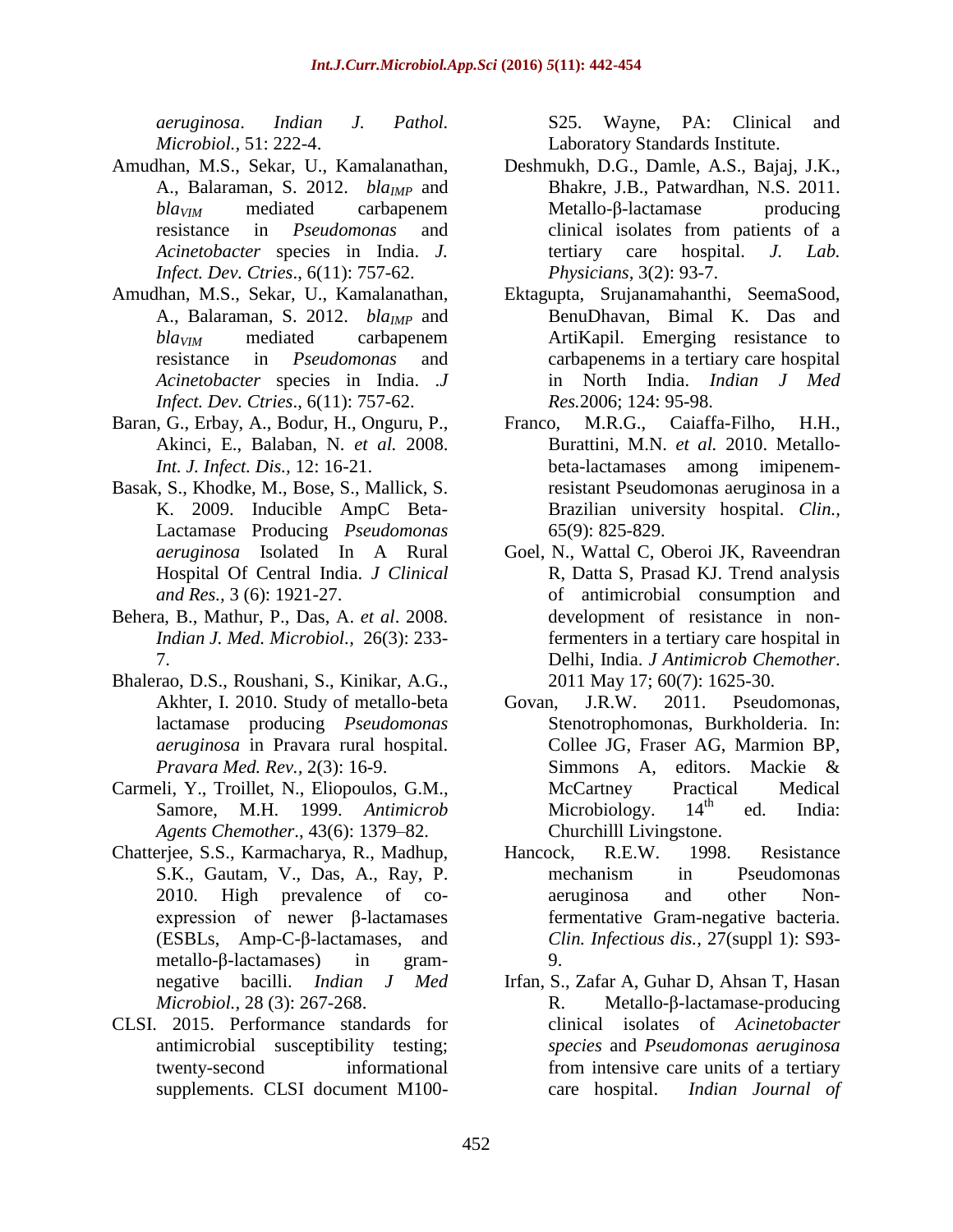*aeruginosa*. *Indian J. Pathol. Microbiol.,* 51: 222-4.

Amudhan, M.S., Sekar, U., Kamalanathan, A., Balaraman, S. 2012. *$bla_{IMP}$* and *$bla_{VIM}$* mediated carbapenem resistance in *Pseudomonas* and *Acinetobacter* species in India. *J. Infect. Dev. Ctries*., 6(11): 757-62.

Amudhan, M.S., Sekar, U., Kamalanathan, A., Balaraman, S. 2012. *$bla_{IMP}$* and *$bla_{VIM}$* mediated carbapenem resistance in *Pseudomonas* and *Acinetobacter* species in India. *.J Infect. Dev. Ctries*., 6(11): 757-62.

Baran, G., Erbay, A., Bodur, H., Onguru, P., Akinci, E., Balaban, N. *et al.* 2008. *Int. J. Infect. Dis.,* 12: 16-21.

Basak, S., Khodke, M., Bose, S., Mallick, S. K. 2009. Inducible AmpC Beta-Lactamase Producing *Pseudomonas aeruginosa* Isolated In A Rural Hospital Of Central India. *J Clinical and Res.,* 3 (6): 1921-27.

Behera, B., Mathur, P., Das, A. *et al*. 2008. *Indian J. Med. Microbiol.,* 26(3): 233-7.

Bhalerao, D.S., Roushani, S., Kinikar, A.G., Akhter, I. 2010. Study of metallo-beta lactamase producing *Pseudomonas aeruginosa* in Pravara rural hospital. *Pravara Med. Rev.,* 2(3): 16-9.

Carmeli, Y., Troillet, N., Eliopoulos, G.M., Samore, M.H. 1999. *Antimicrob Agents Chemother*., 43(6): 1379–82.

Chatterjee, S.S., Karmacharya, R., Madhup, S.K., Gautam, V., Das, A., Ray, P. 2010. High prevalence of co-expression of newer β-lactamases (ESBLs, Amp-C-β-lactamases, and metallo-β-lactamases) in gram-negative bacilli. *Indian J Med Microbiol.,* 28 (3): 267-268.

CLSI. 2015. Performance standards for antimicrobial susceptibility testing; twenty-second informational supplements. CLSI document M100-S25. Wayne, PA: Clinical and Laboratory Standards Institute.

Deshmukh, D.G., Damle, A.S., Bajaj, J.K., Bhakre, J.B., Patwardhan, N.S. 2011. Metallo-β-lactamase producing clinical isolates from patients of a tertiary care hospital. *J. Lab. Physicians*, 3(2): 93-7.

Ektagupta, Srujanamahanthi, SeemaSood, BenuDhavan, Bimal K. Das and ArtiKapil. Emerging resistance to carbapenems in a tertiary care hospital in North India. *Indian J Med Res.*2006; 124: 95-98.

Franco, M.R.G., Caiaffa-Filho, H.H., Burattini, M.N. *et al.* 2010. Metallo-beta-lactamases among imipenem-resistant Pseudomonas aeruginosa in a Brazilian university hospital. *Clin.,* 65(9): 825-829.

Goel, N., Wattal C, Oberoi JK, Raveendran R, Datta S, Prasad KJ. Trend analysis of antimicrobial consumption and development of resistance in non-fermenters in a tertiary care hospital in Delhi, India. *J Antimicrob Chemother*. 2011 May 17; 60(7): 1625-30.

Govan, J.R.W. 2011. Pseudomonas, Stenotrophomonas, Burkholderia. In: Collee JG, Fraser AG, Marmion BP, Simmons A, editors. Mackie & McCartney Practical Medical Microbiology. 14th ed. India: Churchilll Livingstone.

Hancock, R.E.W. 1998. Resistance mechanism in Pseudomonas aeruginosa and other Non-fermentative Gram-negative bacteria. *Clin. Infectious dis.,* 27(suppl 1): S93-9.

Irfan, S., Zafar A, Guhar D, Ahsan T, Hasan R. Metallo-β-lactamase-producing clinical isolates of *Acinetobacter species* and *Pseudomonas aeruginosa* from intensive care units of a tertiary care hospital. *Indian Journal of*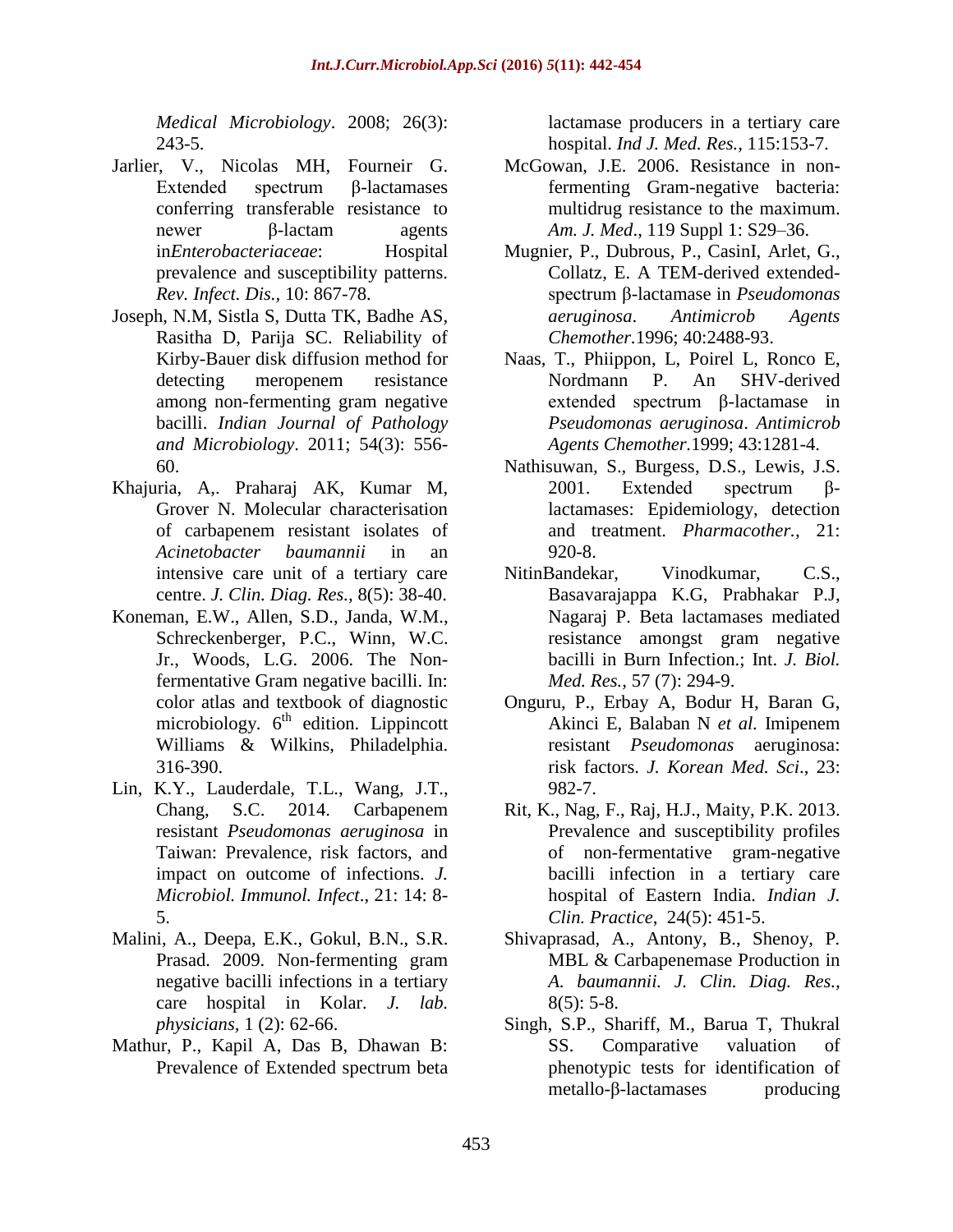*Medical Microbiology*. 2008; 26(3): 243-5.

Jarlier, V., Nicolas MH, Fourneir G. Extended spectrum β-lactamases conferring transferable resistance to newer β-lactam agents in*Enterobacteriaceae*: Hospital prevalence and susceptibility patterns. *Rev. Infect. Dis.*, 10: 867-78.

Joseph, N.M, Sistla S, Dutta TK, Badhe AS, Rasitha D, Parija SC. Reliability of Kirby-Bauer disk diffusion method for detecting meropenem resistance among non-fermenting gram negative bacilli. *Indian Journal of Pathology and Microbiology*. 2011; 54(3): 556-60.

Khajuria, A,. Praharaj AK, Kumar M, Grover N. Molecular characterisation of carbapenem resistant isolates of *Acinetobacter baumannii* in an intensive care unit of a tertiary care centre. *J. Clin. Diag. Res.,* 8(5): 38-40.

Koneman, E.W., Allen, S.D., Janda, W.M., Schreckenberger, P.C., Winn, W.C. Jr., Woods, L.G. 2006. The Non-fermentative Gram negative bacilli. In: color atlas and textbook of diagnostic microbiology. 6th edition. Lippincott Williams & Wilkins, Philadelphia. 316-390.

Lin, K.Y., Lauderdale, T.L., Wang, J.T., Chang, S.C. 2014. Carbapenem resistant *Pseudomonas aeruginosa* in Taiwan: Prevalence, risk factors, and impact on outcome of infections. *J. Microbiol. Immunol. Infect*., 21: 14: 8-5.

Malini, A., Deepa, E.K., Gokul, B.N., S.R. Prasad. 2009. Non-fermenting gram negative bacilli infections in a tertiary care hospital in Kolar. *J. lab. physicians,* 1 (2): 62-66.

Mathur, P., Kapil A, Das B, Dhawan B: Prevalence of Extended spectrum beta lactamase producers in a tertiary care hospital. *Ind J. Med. Res.,* 115:153-7.

McGowan, J.E. 2006. Resistance in non-fermenting Gram-negative bacteria: multidrug resistance to the maximum. *Am. J. Med*., 119 Suppl 1: S29–36.

Mugnier, P., Dubrous, P., CasinI, Arlet, G., Collatz, E. A TEM-derived extended-spectrum β-lactamase in *Pseudomonas aeruginosa. Antimicrob Agents Chemother.*1996; 40:2488-93.

Naas, T., Phiippon, L, Poirel L, Ronco E, Nordmann P. An SHV-derived extended spectrum β-lactamase in *Pseudomonas aeruginosa*. *Antimicrob Agents Chemother.*1999; 43:1281-4.

Nathisuwan, S., Burgess, D.S., Lewis, J.S. 2001. Extended spectrum β-lactamases: Epidemiology, detection and treatment. *Pharmacother.,* 21: 920-8.

NitinBandekar, Vinodkumar, C.S., Basavarajappa K.G, Prabhakar P.J, Nagaraj P. Beta lactamases mediated resistance amongst gram negative bacilli in Burn Infection.; Int. *J. Biol. Med. Res.*, 57 (7): 294-9.

Onguru, P., Erbay A, Bodur H, Baran G, Akinci E, Balaban N *et al.* Imipenem resistant *Pseudomonas* aeruginosa: risk factors. *J. Korean Med. Sci*., 23: 982-7.

Rit, K., Nag, F., Raj, H.J., Maity, P.K. 2013. Prevalence and susceptibility profiles of non-fermentative gram-negative bacilli infection in a tertiary care hospital of Eastern India. *Indian J. Clin. Practice*, 24(5): 451-5.

Shivaprasad, A., Antony, B., Shenoy, P. MBL & Carbapenemase Production in *A. baumannii. J. Clin. Diag. Res.,* 8(5): 5-8.

Singh, S.P., Shariff, M., Barua T, Thukral SS. Comparative valuation of phenotypic tests for identification of metallo-β-lactamases producing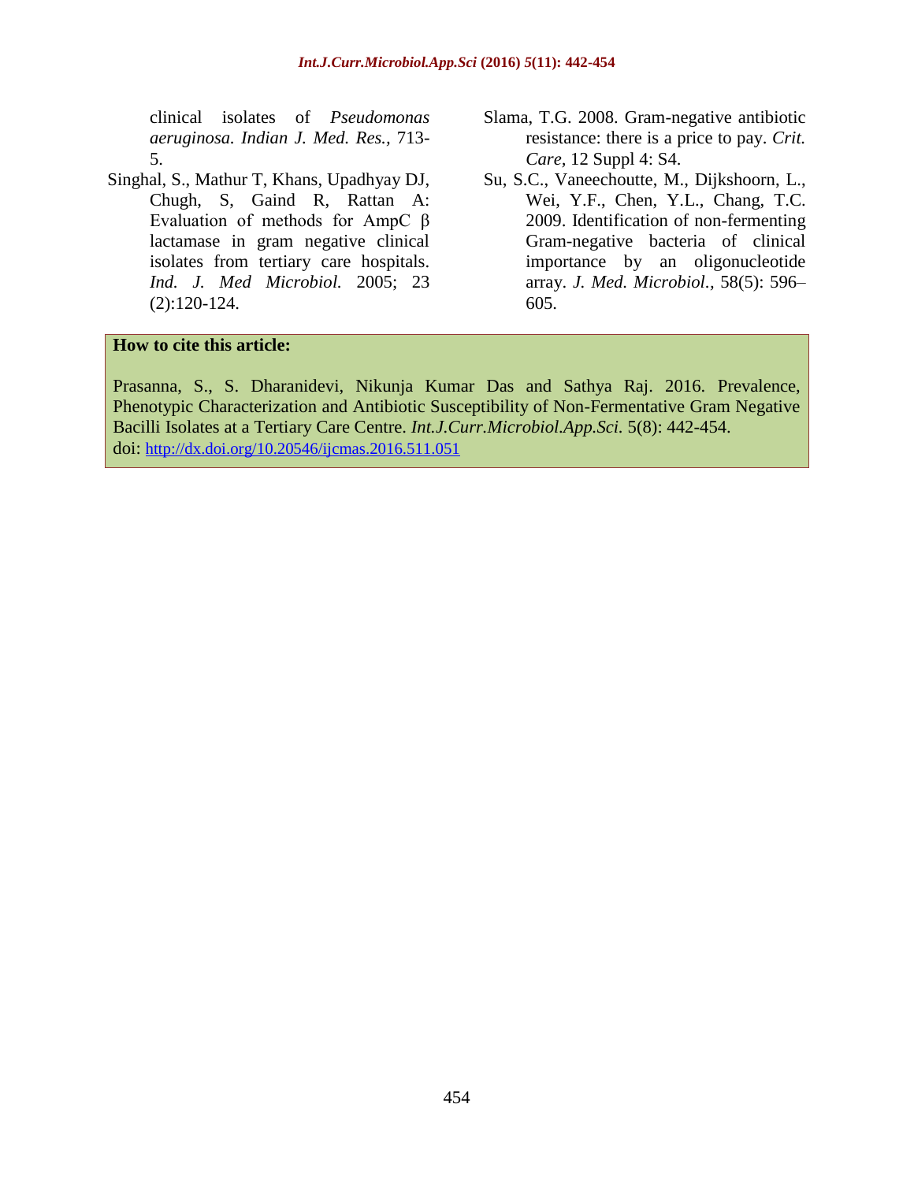clinical isolates of *Pseudomonas aeruginosa. Indian J. Med. Res.,* 713-5.

Singhal, S., Mathur T, Khans, Upadhyay DJ, Chugh, S, Gaind R, Rattan A: Evaluation of methods for AmpC β lactamase in gram negative clinical isolates from tertiary care hospitals. *Ind. J. Med Microbiol.* 2005; 23 (2):120-124.

Slama, T.G. 2008. Gram-negative antibiotic resistance: there is a price to pay. *Crit. Care*, 12 Suppl 4: S4.

Su, S.C., Vaneechoutte, M., Dijkshoorn, L., Wei, Y.F., Chen, Y.L., Chang, T.C. 2009. Identification of non-fermenting Gram-negative bacteria of clinical importance by an oligonucleotide array. *J. Med. Microbiol.,* 58(5): 596–605.

**How to cite this article:**

Prasanna, S., S. Dharanidevi, Nikunja Kumar Das and Sathya Raj. 2016. Prevalence, Phenotypic Characterization and Antibiotic Susceptibility of Non-Fermentative Gram Negative Bacilli Isolates at a Tertiary Care Centre. *Int.J.Curr.Microbiol.App.Sci.* 5(8): 442-454.
doi: http://dx.doi.org/10.20546/ijcmas.2016.511.051